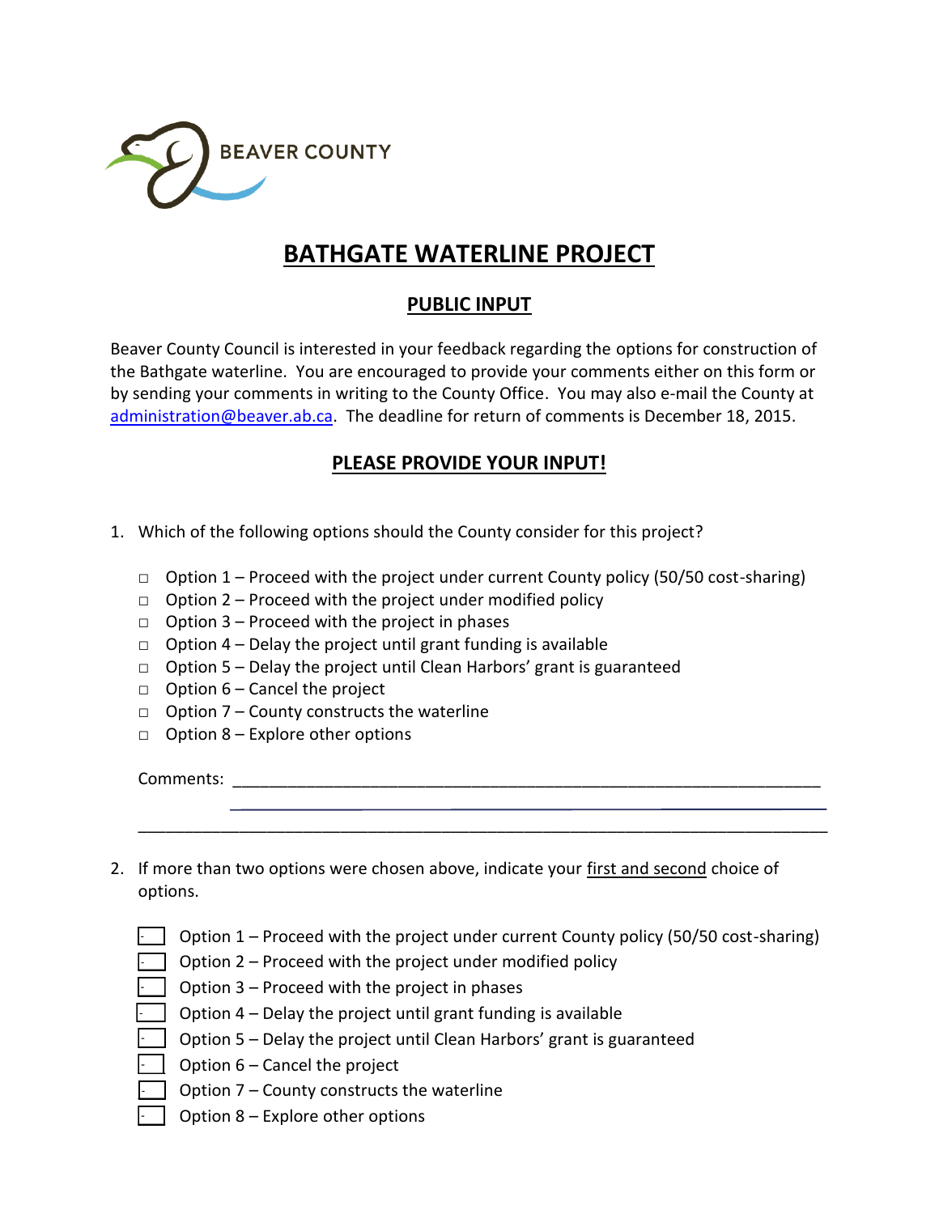BEAVER COUNTY

# BATHGATE WATERLINE PROJECT

## PUBLIC INPUT

Beaver County Council is interested in your feedback regarding the options for construction of the Bathgate waterline. You are encouraged to provide your comments either on this form or by sending your comments in writing to the County Office. You may also e-mail the County at administration@beaver.ab.ca. The deadline for return of comments is December 18, 2015.

## PLEASE PROVIDE YOUR INPUT!

1. Which of the following options should the County consider for this project?

   - □ Option 1 – Proceed with the project under current County policy (50/50 cost-sharing)
   - □ Option 2 – Proceed with the project under modified policy
   - □ Option 3 – Proceed with the project in phases
   - □ Option 4 – Delay the project until grant funding is available
   - □ Option 5 – Delay the project until Clean Harbors' grant is guaranteed
   - □ Option 6 – Cancel the project
   - □ Option 7 – County constructs the waterline
   - □ Option 8 – Explore other options

   Comments: ____________________________________________________________________

   ____________________________________________________________________

   ____________________________________________________________________

2. If more than two options were chosen above, indicate your first and second choice of options.

   - ☐ Option 1 – Proceed with the project under current County policy (50/50 cost-sharing)
   - ☐ Option 2 – Proceed with the project under modified policy
   - ☐ Option 3 – Proceed with the project in phases
   - ☐ Option 4 – Delay the project until grant funding is available
   - ☐ Option 5 – Delay the project until Clean Harbors' grant is guaranteed
   - ☐ Option 6 – Cancel the project
   - ☐ Option 7 – County constructs the waterline
   - ☐ Option 8 – Explore other options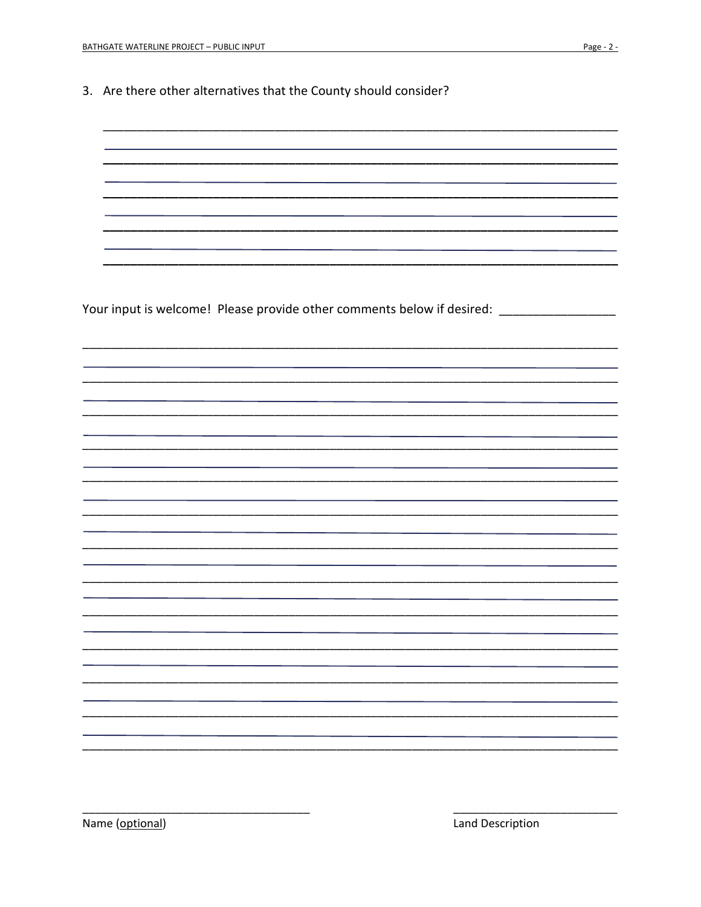3. Are there other alternatives that the County should consider?

Your input is welcome! Please provide other comments below if desired:

Name (optional)

Land Description